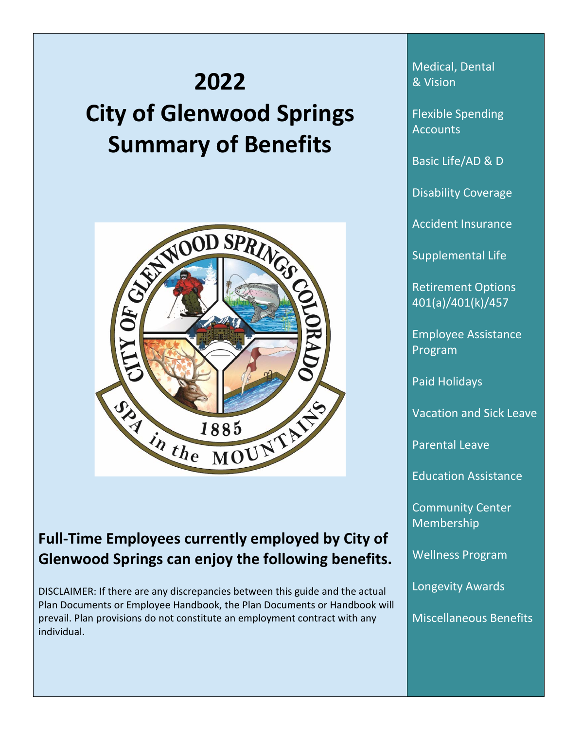# 2022
# City of Glenwood Springs
# Summary of Benefits

**Full-Time Employees currently employed by City of Glenwood Springs can enjoy the following benefits.**

DISCLAIMER: If there are any discrepancies between this guide and the actual Plan Documents or Employee Handbook, the Plan Documents or Handbook will prevail. Plan provisions do not constitute an employment contract with any individual.

- Medical, Dental & Vision
- Flexible Spending Accounts
- Basic Life/AD & D
- Disability Coverage
- Accident Insurance
- Supplemental Life
- Retirement Options 401(a)/401(k)/457
- Employee Assistance Program
- Paid Holidays
- Vacation and Sick Leave
- Parental Leave
- Education Assistance
- Community Center Membership
- Wellness Program
- Longevity Awards
- Miscellaneous Benefits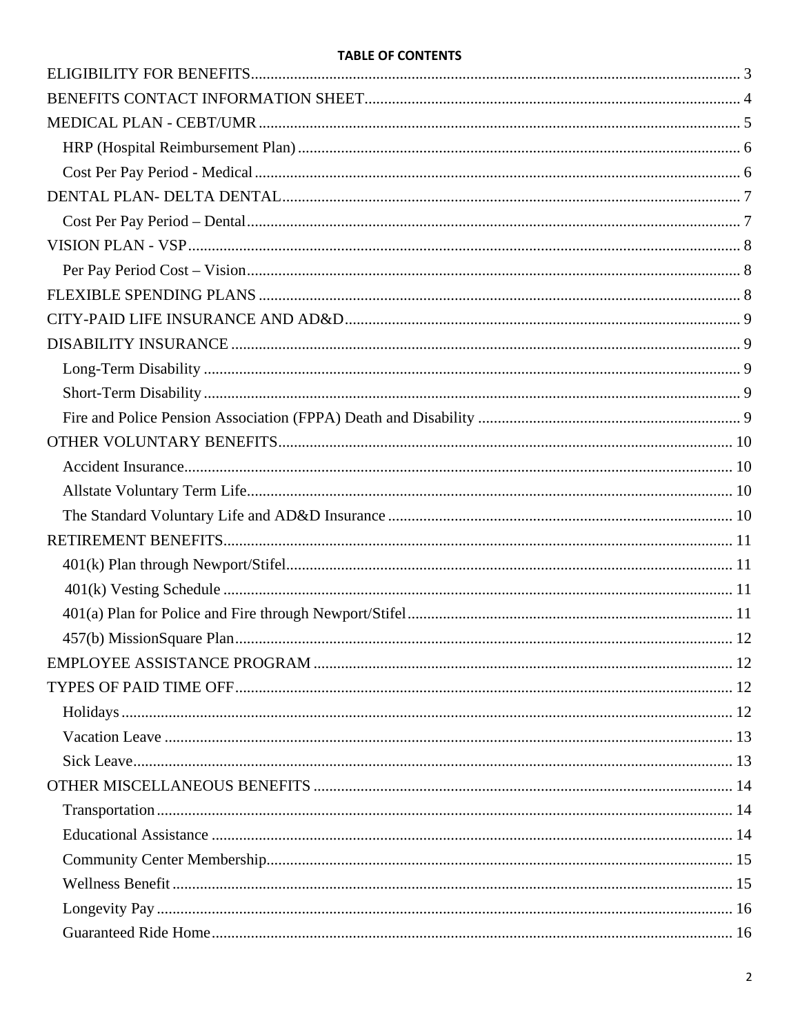**TABLE OF CONTENTS**

ELIGIBILITY FOR BENEFITS ........................................................................ 3

BENEFITS CONTACT INFORMATION SHEET ........................................................................ 4

MEDICAL PLAN - CEBT/UMR ........................................................................ 5

- HRP (Hospital Reimbursement Plan) ........................................................................ 6
- Cost Per Pay Period - Medical ........................................................................ 6

DENTAL PLAN- DELTA DENTAL ........................................................................ 7

- Cost Per Pay Period – Dental ........................................................................ 7

VISION PLAN - VSP ........................................................................ 8

- Per Pay Period Cost – Vision ........................................................................ 8

FLEXIBLE SPENDING PLANS ........................................................................ 8

CITY-PAID LIFE INSURANCE AND AD&D ........................................................................ 9

DISABILITY INSURANCE ........................................................................ 9

- Long-Term Disability ........................................................................ 9
- Short-Term Disability ........................................................................ 9
- Fire and Police Pension Association (FPPA) Death and Disability ........................................................................ 9

OTHER VOLUNTARY BENEFITS ........................................................................ 10

- Accident Insurance ........................................................................ 10
- Allstate Voluntary Term Life ........................................................................ 10
- The Standard Voluntary Life and AD&D Insurance ........................................................................ 10

RETIREMENT BENEFITS ........................................................................ 11

- 401(k) Plan through Newport/Stifel ........................................................................ 11
- 401(k) Vesting Schedule ........................................................................ 11
- 401(a) Plan for Police and Fire through Newport/Stifel ........................................................................ 11
- 457(b) MissionSquare Plan ........................................................................ 12

EMPLOYEE ASSISTANCE PROGRAM ........................................................................ 12

TYPES OF PAID TIME OFF ........................................................................ 12

- Holidays ........................................................................ 12
- Vacation Leave ........................................................................ 13
- Sick Leave ........................................................................ 13

OTHER MISCELLANEOUS BENEFITS ........................................................................ 14

- Transportation ........................................................................ 14
- Educational Assistance ........................................................................ 14
- Community Center Membership ........................................................................ 15
- Wellness Benefit ........................................................................ 15
- Longevity Pay ........................................................................ 16
- Guaranteed Ride Home ........................................................................ 16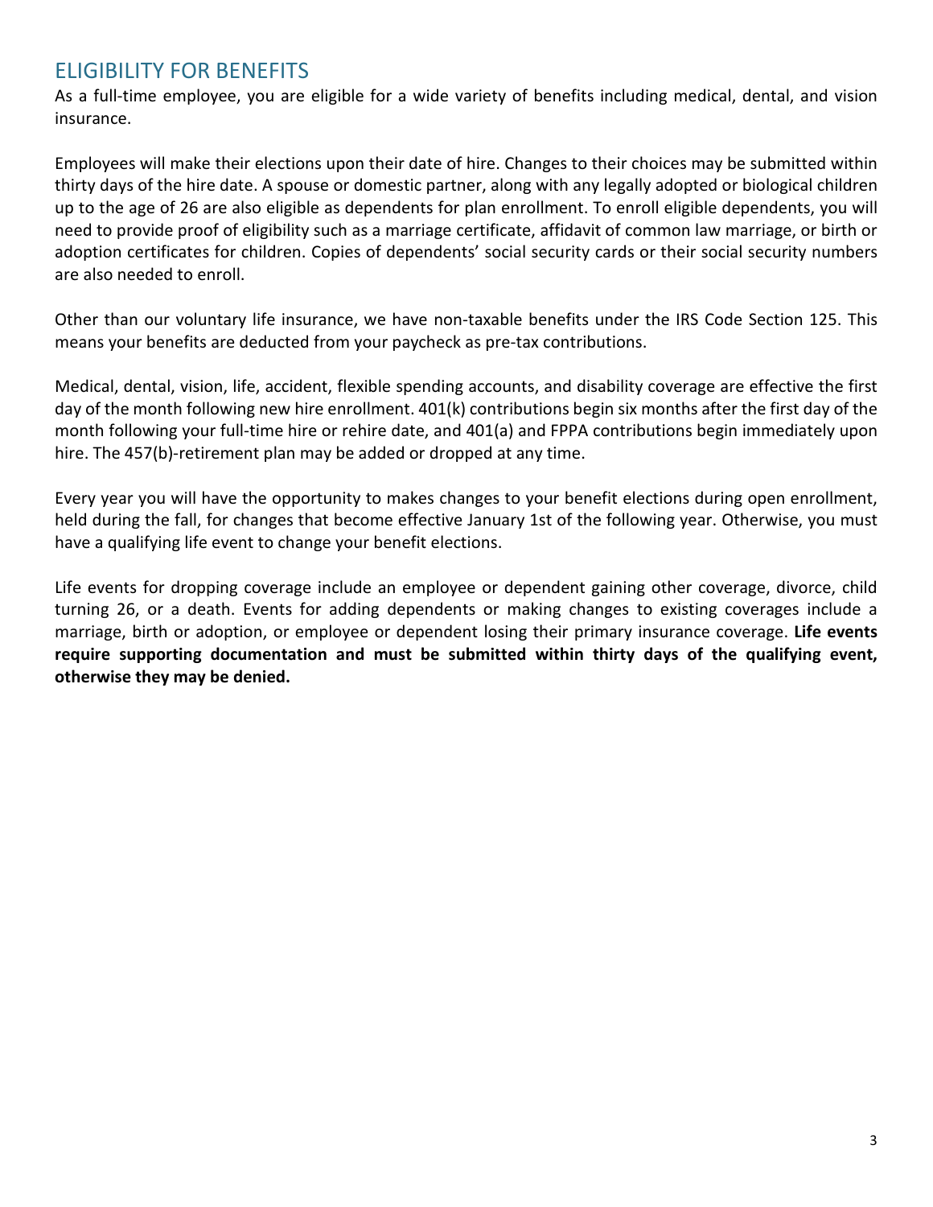## ELIGIBILITY FOR BENEFITS

As a full-time employee, you are eligible for a wide variety of benefits including medical, dental, and vision insurance.

Employees will make their elections upon their date of hire. Changes to their choices may be submitted within thirty days of the hire date. A spouse or domestic partner, along with any legally adopted or biological children up to the age of 26 are also eligible as dependents for plan enrollment. To enroll eligible dependents, you will need to provide proof of eligibility such as a marriage certificate, affidavit of common law marriage, or birth or adoption certificates for children. Copies of dependents' social security cards or their social security numbers are also needed to enroll.

Other than our voluntary life insurance, we have non-taxable benefits under the IRS Code Section 125. This means your benefits are deducted from your paycheck as pre-tax contributions.

Medical, dental, vision, life, accident, flexible spending accounts, and disability coverage are effective the first day of the month following new hire enrollment. 401(k) contributions begin six months after the first day of the month following your full-time hire or rehire date, and 401(a) and FPPA contributions begin immediately upon hire. The 457(b)-retirement plan may be added or dropped at any time.

Every year you will have the opportunity to makes changes to your benefit elections during open enrollment, held during the fall, for changes that become effective January 1st of the following year. Otherwise, you must have a qualifying life event to change your benefit elections.

Life events for dropping coverage include an employee or dependent gaining other coverage, divorce, child turning 26, or a death. Events for adding dependents or making changes to existing coverages include a marriage, birth or adoption, or employee or dependent losing their primary insurance coverage. **Life events require supporting documentation and must be submitted within thirty days of the qualifying event, otherwise they may be denied.**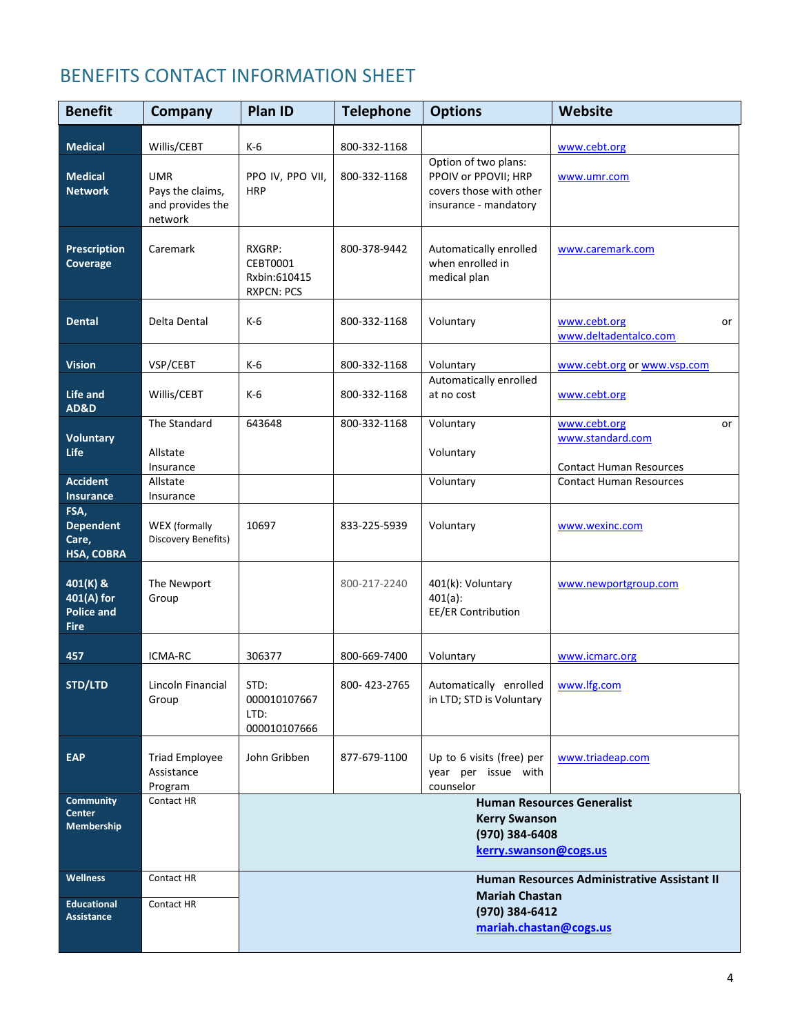# BENEFITS CONTACT INFORMATION SHEET

| Benefit | Company | Plan ID | Telephone | Options | Website |
|---|---|---|---|---|---|
| **Medical** | Willis/CEBT | K-6 | 800-332-1168 | | www.cebt.org |
| **Medical Network** | UMR Pays the claims, and provides the network | PPO IV, PPO VII, HRP | 800-332-1168 | Option of two plans: PPOIV or PPOVII; HRP covers those with other insurance - mandatory | www.umr.com |
| **Prescription Coverage** | Caremark | RXGRP: CEBT0001 Rxbin:610415 RXPCN: PCS | 800-378-9442 | Automatically enrolled when enrolled in medical plan | www.caremark.com |
| **Dental** | Delta Dental | K-6 | 800-332-1168 | Voluntary | www.cebt.org or www.deltadentalco.com |
| **Vision** | VSP/CEBT | K-6 | 800-332-1168 | Voluntary | www.cebt.org or www.vsp.com |
| **Life and AD&D** | Willis/CEBT | K-6 | 800-332-1168 | Automatically enrolled at no cost | www.cebt.org |
| **Voluntary Life** | The Standard<br><br>Allstate Insurance | 643648 | 800-332-1168 | Voluntary<br><br>Voluntary | www.cebt.org or www.standard.com<br><br>Contact Human Resources |
| **Accident Insurance** | Allstate Insurance | | | Voluntary | Contact Human Resources |
| **FSA, Dependent Care, HSA, COBRA** | WEX (formally Discovery Benefits) | 10697 | 833-225-5939 | Voluntary | www.wexinc.com |
| **401(K) & 401(A) for Police and Fire** | The Newport Group | | 800-217-2240 | 401(k): Voluntary<br>401(a): EE/ER Contribution | www.newportgroup.com |
| **457** | ICMA-RC | 306377 | 800-669-7400 | Voluntary | www.icmarc.org |
| **STD/LTD** | Lincoln Financial Group | STD: 000010107667<br>LTD: 000010107666 | 800- 423-2765 | Automatically enrolled in LTD; STD is Voluntary | www.lfg.com |
| **EAP** | Triad Employee Assistance Program | John Gribben | 877-679-1100 | Up to 6 visits (free) per year per issue with counselor | www.triadeap.com |
| **Community Center Membership** | Contact HR | **Human Resources Generalist**<br>**Kerry Swanson**<br>**(970) 384-6408**<br>**kerry.swanson@cogs.us** | | | |
| **Wellness** | Contact HR | **Human Resources Administrative Assistant II**<br>**Mariah Chastan**<br>**(970) 384-6412**<br>**mariah.chastan@cogs.us** | | | |
| **Educational Assistance** | Contact HR | | | | |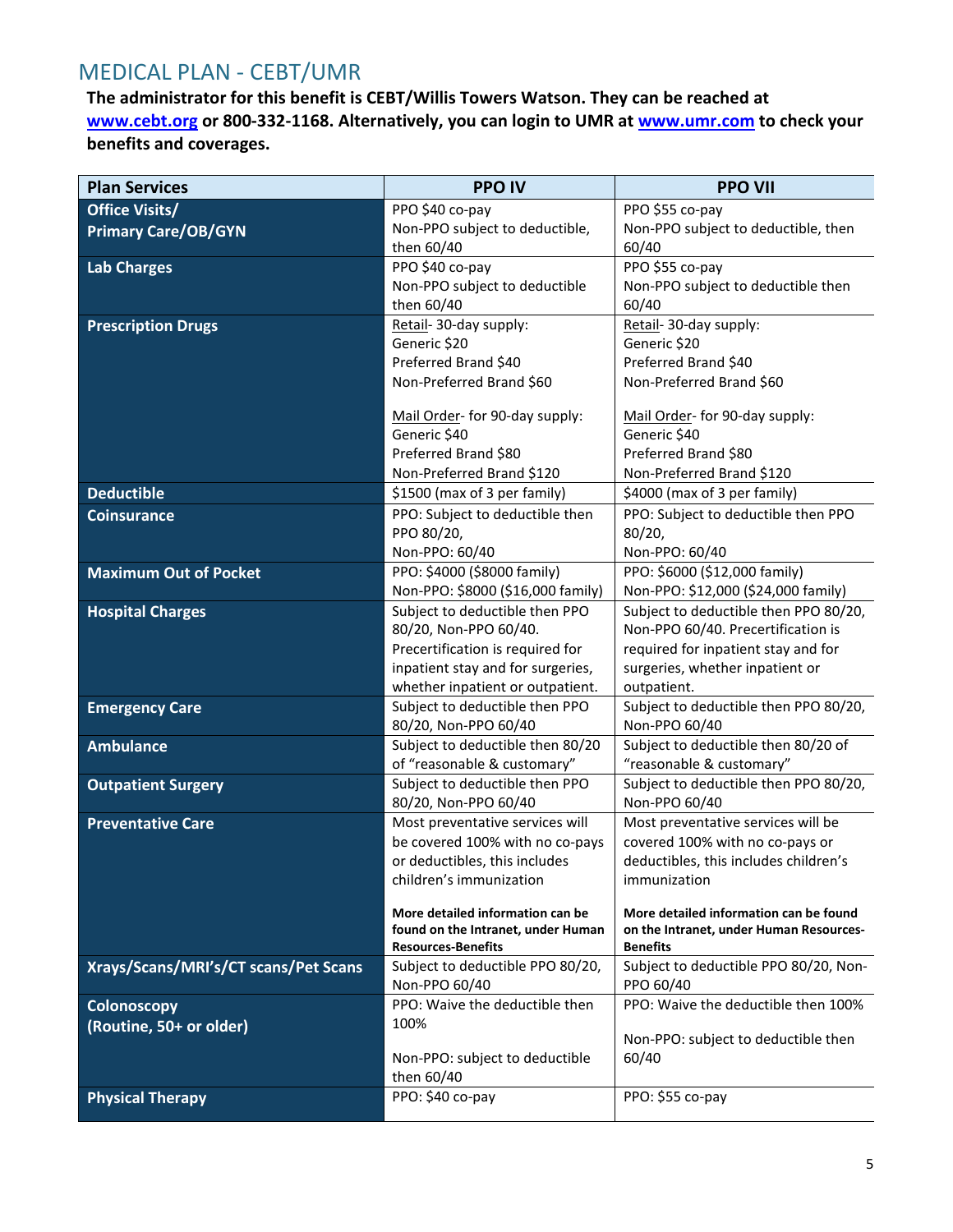## MEDICAL PLAN - CEBT/UMR

**The administrator for this benefit is CEBT/Willis Towers Watson. They can be reached at www.cebt.org or 800-332-1168. Alternatively, you can login to UMR at www.umr.com to check your benefits and coverages.**

| Plan Services | PPO IV | PPO VII |
|---|---|---|
| **Office Visits/ Primary Care/OB/GYN** | PPO $40 co-pay<br>Non-PPO subject to deductible, then 60/40 | PPO $55 co-pay<br>Non-PPO subject to deductible, then 60/40 |
| **Lab Charges** | PPO $40 co-pay<br>Non-PPO subject to deductible then 60/40 | PPO $55 co-pay<br>Non-PPO subject to deductible then 60/40 |
| **Prescription Drugs** | Retail- 30-day supply:<br>Generic $20<br>Preferred Brand $40<br>Non-Preferred Brand $60<br><br>Mail Order- for 90-day supply:<br>Generic $40<br>Preferred Brand $80<br>Non-Preferred Brand $120 | Retail- 30-day supply:<br>Generic $20<br>Preferred Brand $40<br>Non-Preferred Brand $60<br><br>Mail Order- for 90-day supply:<br>Generic $40<br>Preferred Brand $80<br>Non-Preferred Brand $120 |
| **Deductible** | $1500 (max of 3 per family) | $4000 (max of 3 per family) |
| **Coinsurance** | PPO: Subject to deductible then PPO 80/20,<br>Non-PPO: 60/40 | PPO: Subject to deductible then PPO 80/20,<br>Non-PPO: 60/40 |
| **Maximum Out of Pocket** | PPO: $4000 ($8000 family)<br>Non-PPO: $8000 ($16,000 family) | PPO: $6000 ($12,000 family)<br>Non-PPO: $12,000 ($24,000 family) |
| **Hospital Charges** | Subject to deductible then PPO 80/20, Non-PPO 60/40. Precertification is required for inpatient stay and for surgeries, whether inpatient or outpatient. | Subject to deductible then PPO 80/20, Non-PPO 60/40. Precertification is required for inpatient stay and for surgeries, whether inpatient or outpatient. |
| **Emergency Care** | Subject to deductible then PPO 80/20, Non-PPO 60/40 | Subject to deductible then PPO 80/20, Non-PPO 60/40 |
| **Ambulance** | Subject to deductible then 80/20 of "reasonable & customary" | Subject to deductible then 80/20 of "reasonable & customary" |
| **Outpatient Surgery** | Subject to deductible then PPO 80/20, Non-PPO 60/40 | Subject to deductible then PPO 80/20, Non-PPO 60/40 |
| **Preventative Care** | Most preventative services will be covered 100% with no co-pays or deductibles, this includes children's immunization<br><br>**More detailed information can be found on the Intranet, under Human Resources-Benefits** | Most preventative services will be covered 100% with no co-pays or deductibles, this includes children's immunization<br><br>**More detailed information can be found on the Intranet, under Human Resources-Benefits** |
| **Xrays/Scans/MRI's/CT scans/Pet Scans** | Subject to deductible PPO 80/20, Non-PPO 60/40 | Subject to deductible PPO 80/20, Non-PPO 60/40 |
| **Colonoscopy (Routine, 50+ or older)** | PPO: Waive the deductible then 100%<br><br>Non-PPO: subject to deductible then 60/40 | PPO: Waive the deductible then 100%<br><br>Non-PPO: subject to deductible then 60/40 |
| **Physical Therapy** | PPO: $40 co-pay | PPO: $55 co-pay |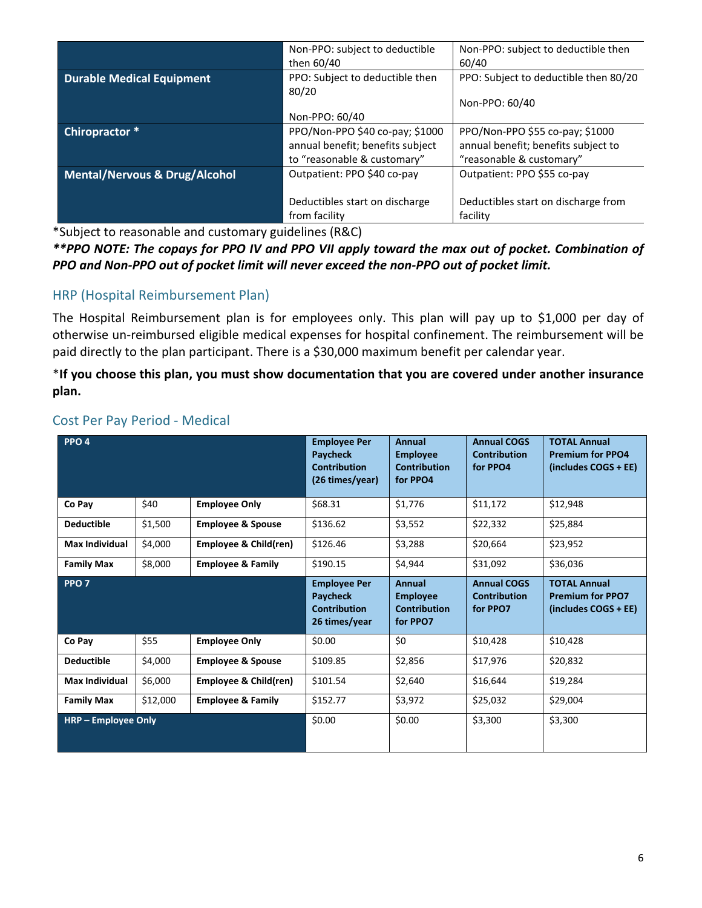| | | |
|---|---|---|
| | Non-PPO: subject to deductible then 60/40 | Non-PPO: subject to deductible then 60/40 |
| **Durable Medical Equipment** | PPO: Subject to deductible then 80/20<br><br>Non-PPO: 60/40 | PPO: Subject to deductible then 80/20<br><br>Non-PPO: 60/40 |
| **Chiropractor \*** | PPO/Non-PPO $40 co-pay; $1000 annual benefit; benefits subject to "reasonable & customary" | PPO/Non-PPO $55 co-pay; $1000 annual benefit; benefits subject to "reasonable & customary" |
| **Mental/Nervous & Drug/Alcohol** | Outpatient: PPO $40 co-pay<br><br>Deductibles start on discharge from facility | Outpatient: PPO $55 co-pay<br><br>Deductibles start on discharge from facility |

*Subject to reasonable and customary guidelines (R&C)

***\*\*PPO NOTE: The copays for PPO IV and PPO VII apply toward the max out of pocket. Combination of PPO and Non-PPO out of pocket limit will never exceed the non-PPO out of pocket limit.***

## HRP (Hospital Reimbursement Plan)

The Hospital Reimbursement plan is for employees only. This plan will pay up to $1,000 per day of otherwise un-reimbursed eligible medical expenses for hospital confinement. The reimbursement will be paid directly to the plan participant. There is a $30,000 maximum benefit per calendar year.

\***If you choose this plan, you must show documentation that you are covered under another insurance plan.**

## Cost Per Pay Period - Medical

| **PPO 4** | | | **Employee Per Paycheck Contribution (26 times/year)** | **Annual Employee Contribution for PPO4** | **Annual COGS Contribution for PPO4** | **TOTAL Annual Premium for PPO4 (includes COGS + EE)** |
|---|---|---|---|---|---|---|
| **Co Pay** | $40 | **Employee Only** | $68.31 | $1,776 | $11,172 | $12,948 |
| **Deductible** | $1,500 | **Employee & Spouse** | $136.62 | $3,552 | $22,332 | $25,884 |
| **Max Individual** | $4,000 | **Employee & Child(ren)** | $126.46 | $3,288 | $20,664 | $23,952 |
| **Family Max** | $8,000 | **Employee & Family** | $190.15 | $4,944 | $31,092 | $36,036 |
| **PPO 7** | | | **Employee Per Paycheck Contribution 26 times/year** | **Annual Employee Contribution for PPO7** | **Annual COGS Contribution for PPO7** | **TOTAL Annual Premium for PPO7 (includes COGS + EE)** |
| **Co Pay** | $55 | **Employee Only** | $0.00 | $0 | $10,428 | $10,428 |
| **Deductible** | $4,000 | **Employee & Spouse** | $109.85 | $2,856 | $17,976 | $20,832 |
| **Max Individual** | $6,000 | **Employee & Child(ren)** | $101.54 | $2,640 | $16,644 | $19,284 |
| **Family Max** | $12,000 | **Employee & Family** | $152.77 | $3,972 | $25,032 | $29,004 |
| **HRP – Employee Only** | | | $0.00 | $0.00 | $3,300 | $3,300 |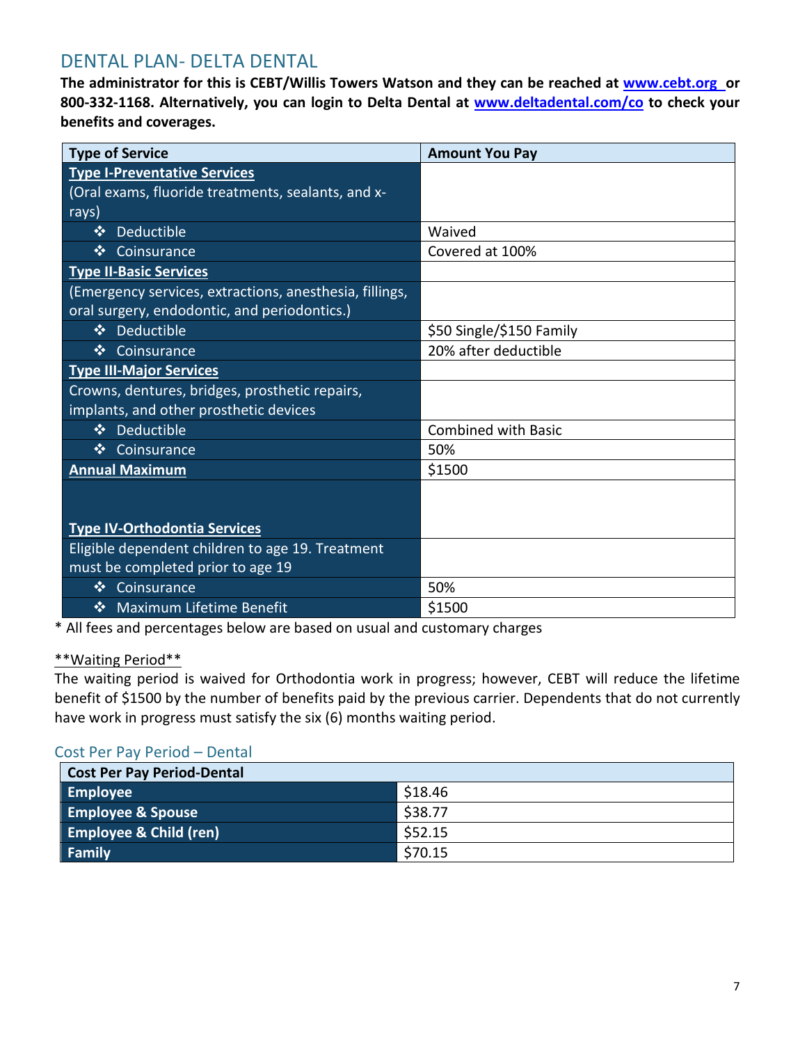## DENTAL PLAN- DELTA DENTAL

**The administrator for this is CEBT/Willis Towers Watson and they can be reached at [www.cebt.org](http://www.cebt.org) or 800-332-1168. Alternatively, you can login to Delta Dental at [www.deltadental.com/co](http://www.deltadental.com/co) to check your benefits and coverages.**

| Type of Service | Amount You Pay |
|---|---|
| **Type I-Preventative Services** (Oral exams, fluoride treatments, sealants, and x-rays) | |
| ❖ Deductible | Waived |
| ❖ Coinsurance | Covered at 100% |
| **Type II-Basic Services** | |
| (Emergency services, extractions, anesthesia, fillings, oral surgery, endodontic, and periodontics.) | |
| ❖ Deductible | $50 Single/$150 Family |
| ❖ Coinsurance | 20% after deductible |
| **Type III-Major Services** | |
| Crowns, dentures, bridges, prosthetic repairs, implants, and other prosthetic devices | |
| ❖ Deductible | Combined with Basic |
| ❖ Coinsurance | 50% |
| **Annual Maximum** | $1500 |
| **Type IV-Orthodontia Services** | |
| Eligible dependent children to age 19. Treatment must be completed prior to age 19 | |
| ❖ Coinsurance | 50% |
| ❖ Maximum Lifetime Benefit | $1500 |

* All fees and percentages below are based on usual and customary charges

**Waiting Period**

The waiting period is waived for Orthodontia work in progress; however, CEBT will reduce the lifetime benefit of $1500 by the number of benefits paid by the previous carrier. Dependents that do not currently have work in progress must satisfy the six (6) months waiting period.

### Cost Per Pay Period – Dental

| Cost Per Pay Period-Dental | |
|---|---|
| Employee | $18.46 |
| Employee & Spouse | $38.77 |
| Employee & Child (ren) | $52.15 |
| Family | $70.15 |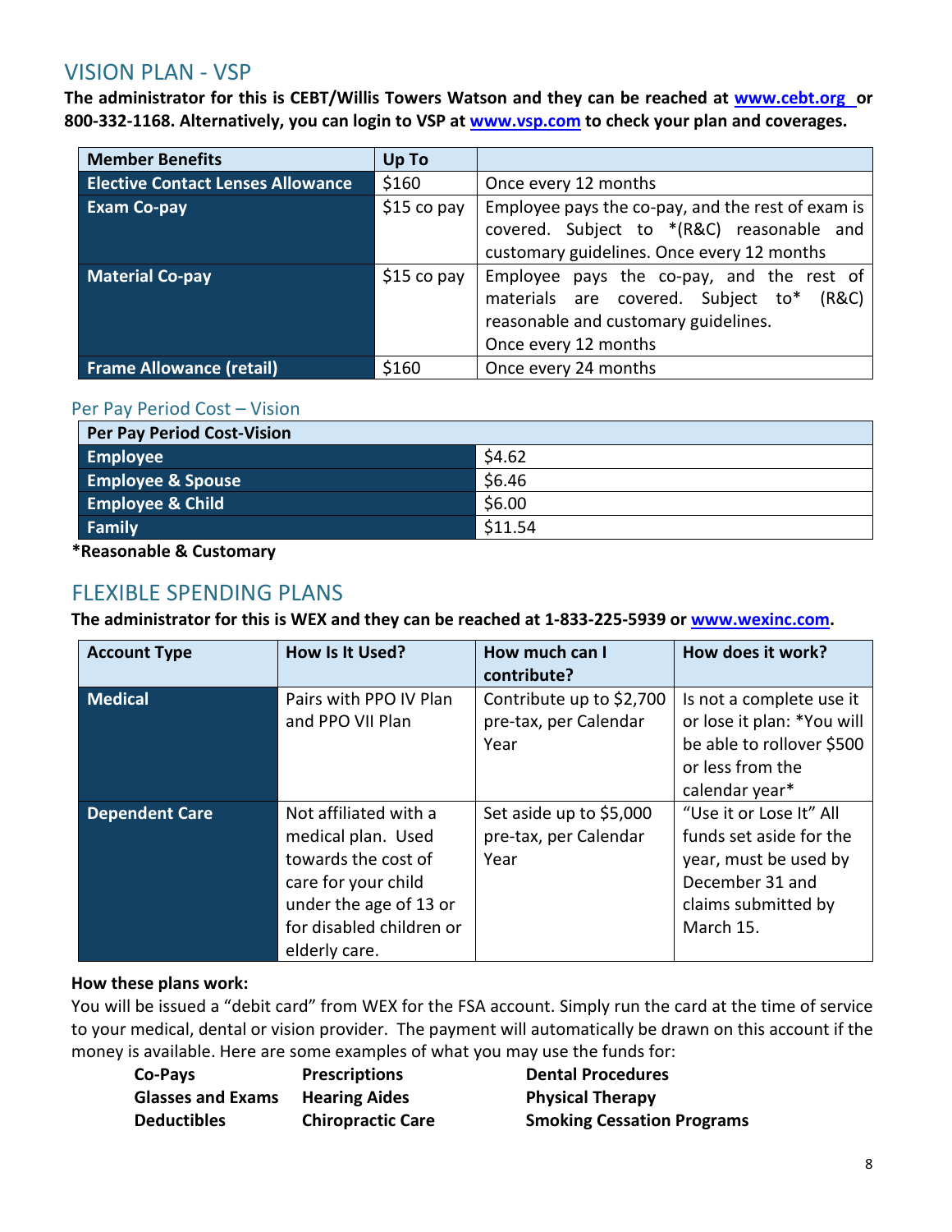## VISION PLAN - VSP

**The administrator for this is CEBT/Willis Towers Watson and they can be reached at www.cebt.org or 800-332-1168. Alternatively, you can login to VSP at www.vsp.com to check your plan and coverages.**

| Member Benefits | Up To | |
|---|---|---|
| **Elective Contact Lenses Allowance** | $160 | Once every 12 months |
| **Exam Co-pay** | $15 co pay | Employee pays the co-pay, and the rest of exam is covered. Subject to *(R&C) reasonable and customary guidelines. Once every 12 months |
| **Material Co-pay** | $15 co pay | Employee pays the co-pay, and the rest of materials are covered. Subject to* (R&C) reasonable and customary guidelines. Once every 12 months |
| **Frame Allowance (retail)** | $160 | Once every 24 months |

### Per Pay Period Cost – Vision

| Per Pay Period Cost-Vision | |
|---|---|
| **Employee** | $4.62 |
| **Employee & Spouse** | $6.46 |
| **Employee & Child** | $6.00 |
| **Family** | $11.54 |

***Reasonable & Customary**

## FLEXIBLE SPENDING PLANS

**The administrator for this is WEX and they can be reached at 1-833-225-5939 or www.wexinc.com.**

| Account Type | How Is It Used? | How much can I contribute? | How does it work? |
|---|---|---|---|
| **Medical** | Pairs with PPO IV Plan and PPO VII Plan | Contribute up to $2,700 pre-tax, per Calendar Year | Is not a complete use it or lose it plan: *You will be able to rollover $500 or less from the calendar year* |
| **Dependent Care** | Not affiliated with a medical plan. Used towards the cost of care for your child under the age of 13 or for disabled children or elderly care. | Set aside up to $5,000 pre-tax, per Calendar Year | "Use it or Lose It" All funds set aside for the year, must be used by December 31 and claims submitted by March 15. |

**How these plans work:**

You will be issued a "debit card" from WEX for the FSA account. Simply run the card at the time of service to your medical, dental or vision provider. The payment will automatically be drawn on this account if the money is available. Here are some examples of what you may use the funds for:

- **Co-Pays**
- **Glasses and Exams**
- **Deductibles**
- **Prescriptions**
- **Hearing Aides**
- **Chiropractic Care**
- **Dental Procedures**
- **Physical Therapy**
- **Smoking Cessation Programs**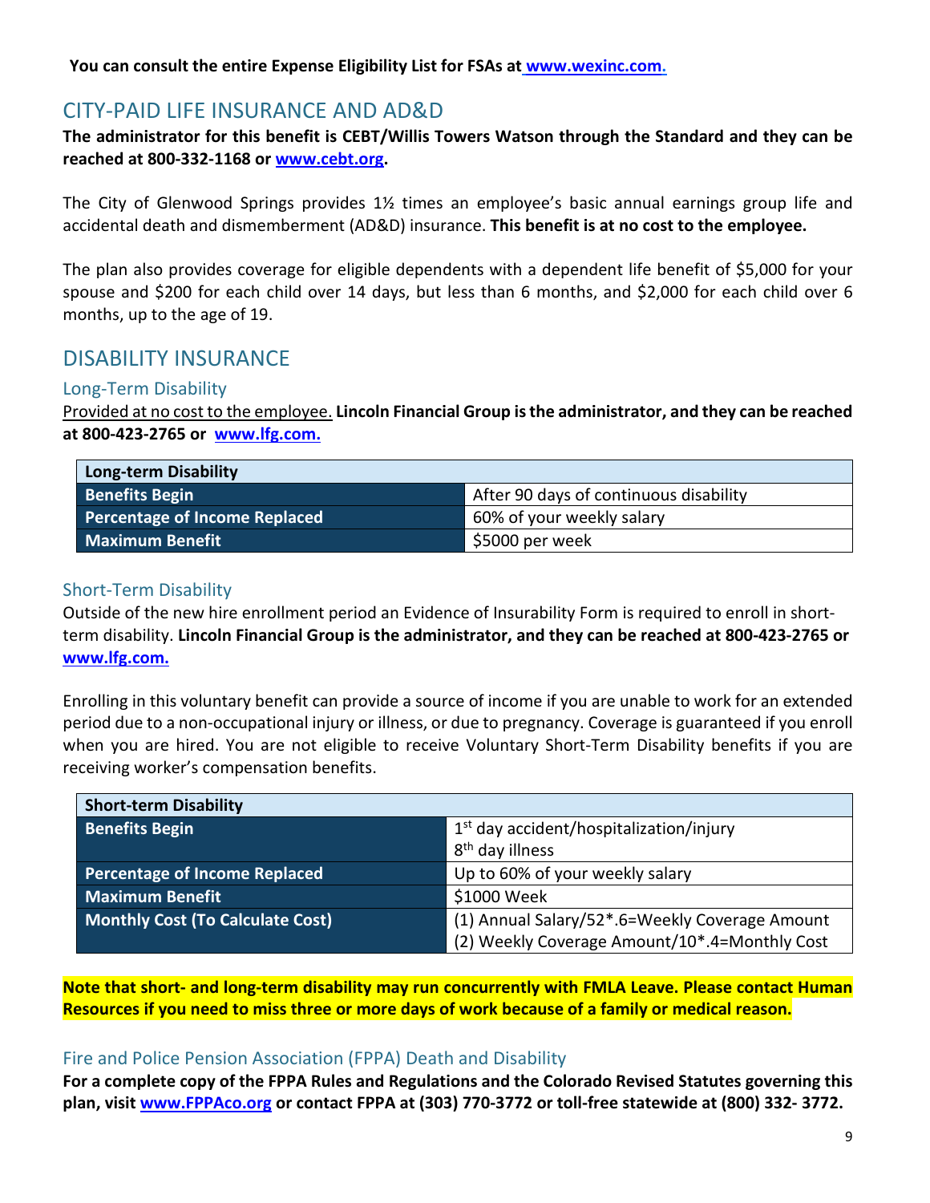**You can consult the entire Expense Eligibility List for FSAs at [www.wexinc.com.](http://www.wexinc.com)**

## CITY-PAID LIFE INSURANCE AND AD&D

**The administrator for this benefit is CEBT/Willis Towers Watson through the Standard and they can be reached at 800-332-1168 or [www.cebt.org](http://www.cebt.org).**

The City of Glenwood Springs provides 1½ times an employee's basic annual earnings group life and accidental death and dismemberment (AD&D) insurance. **This benefit is at no cost to the employee.**

The plan also provides coverage for eligible dependents with a dependent life benefit of $5,000 for your spouse and $200 for each child over 14 days, but less than 6 months, and $2,000 for each child over 6 months, up to the age of 19.

## DISABILITY INSURANCE

### Long-Term Disability

Provided at no cost to the employee. **Lincoln Financial Group is the administrator, and they can be reached at 800-423-2765 or [www.lfg.com.](http://www.lfg.com)**

| Long-term Disability | |
|---|---|
| **Benefits Begin** | After 90 days of continuous disability |
| **Percentage of Income Replaced** | 60% of your weekly salary |
| **Maximum Benefit** | $5000 per week |

### Short-Term Disability

Outside of the new hire enrollment period an Evidence of Insurability Form is required to enroll in short-term disability. **Lincoln Financial Group is the administrator, and they can be reached at 800-423-2765 or [www.lfg.com.](http://www.lfg.com)**

Enrolling in this voluntary benefit can provide a source of income if you are unable to work for an extended period due to a non-occupational injury or illness, or due to pregnancy. Coverage is guaranteed if you enroll when you are hired. You are not eligible to receive Voluntary Short-Term Disability benefits if you are receiving worker's compensation benefits.

| Short-term Disability | |
|---|---|
| **Benefits Begin** | 1st day accident/hospitalization/injury<br>8th day illness |
| **Percentage of Income Replaced** | Up to 60% of your weekly salary |
| **Maximum Benefit** | $1000 Week |
| **Monthly Cost (To Calculate Cost)** | (1) Annual Salary/52*.6=Weekly Coverage Amount<br>(2) Weekly Coverage Amount/10*.4=Monthly Cost |

**Note that short- and long-term disability may run concurrently with FMLA Leave. Please contact Human Resources if you need to miss three or more days of work because of a family or medical reason.**

### Fire and Police Pension Association (FPPA) Death and Disability

**For a complete copy of the FPPA Rules and Regulations and the Colorado Revised Statutes governing this plan, visit [www.FPPAco.org](http://www.FPPAco.org) or contact FPPA at (303) 770-3772 or toll-free statewide at (800) 332- 3772.**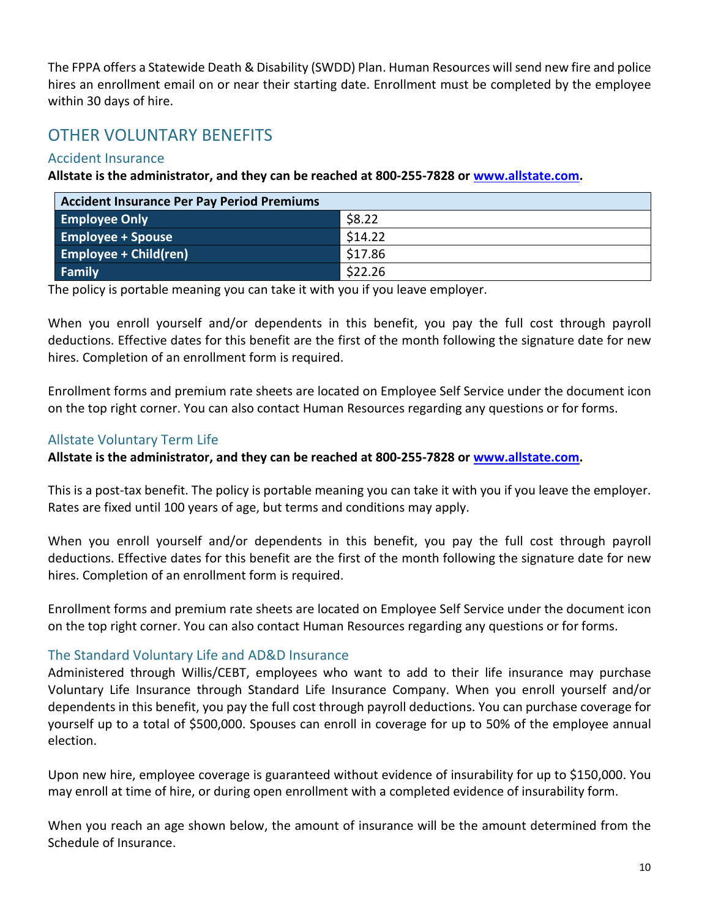The FPPA offers a Statewide Death & Disability (SWDD) Plan. Human Resources will send new fire and police hires an enrollment email on or near their starting date. Enrollment must be completed by the employee within 30 days of hire.

## OTHER VOLUNTARY BENEFITS

### Accident Insurance

**Allstate is the administrator, and they can be reached at 800-255-7828 or [www.allstate.com](www.allstate.com).**

| Accident Insurance Per Pay Period Premiums | |
|---|---|
| **Employee Only** | $8.22 |
| **Employee + Spouse** | $14.22 |
| **Employee + Child(ren)** | $17.86 |
| **Family** | $22.26 |

The policy is portable meaning you can take it with you if you leave employer.

When you enroll yourself and/or dependents in this benefit, you pay the full cost through payroll deductions. Effective dates for this benefit are the first of the month following the signature date for new hires. Completion of an enrollment form is required.

Enrollment forms and premium rate sheets are located on Employee Self Service under the document icon on the top right corner. You can also contact Human Resources regarding any questions or for forms.

### Allstate Voluntary Term Life

**Allstate is the administrator, and they can be reached at 800-255-7828 or [www.allstate.com](www.allstate.com).**

This is a post-tax benefit. The policy is portable meaning you can take it with you if you leave the employer. Rates are fixed until 100 years of age, but terms and conditions may apply.

When you enroll yourself and/or dependents in this benefit, you pay the full cost through payroll deductions. Effective dates for this benefit are the first of the month following the signature date for new hires. Completion of an enrollment form is required.

Enrollment forms and premium rate sheets are located on Employee Self Service under the document icon on the top right corner. You can also contact Human Resources regarding any questions or for forms.

### The Standard Voluntary Life and AD&D Insurance

Administered through Willis/CEBT, employees who want to add to their life insurance may purchase Voluntary Life Insurance through Standard Life Insurance Company. When you enroll yourself and/or dependents in this benefit, you pay the full cost through payroll deductions. You can purchase coverage for yourself up to a total of $500,000. Spouses can enroll in coverage for up to 50% of the employee annual election.

Upon new hire, employee coverage is guaranteed without evidence of insurability for up to $150,000. You may enroll at time of hire, or during open enrollment with a completed evidence of insurability form.

When you reach an age shown below, the amount of insurance will be the amount determined from the Schedule of Insurance.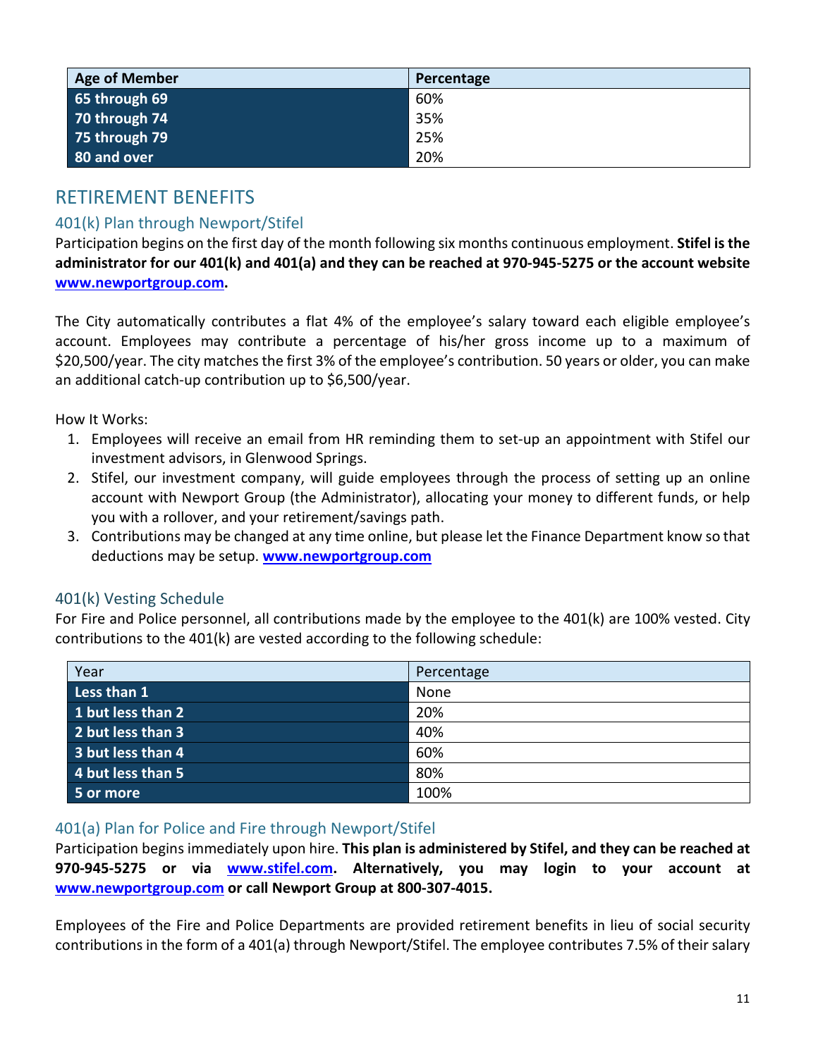| Age of Member | Percentage |
|---|---|
| 65 through 69 | 60% |
| 70 through 74 | 35% |
| 75 through 79 | 25% |
| 80 and over | 20% |

## RETIREMENT BENEFITS

### 401(k) Plan through Newport/Stifel

Participation begins on the first day of the month following six months continuous employment. **Stifel is the administrator for our 401(k) and 401(a) and they can be reached at 970-945-5275 or the account website [www.newportgroup.com](http://www.newportgroup.com).**

The City automatically contributes a flat 4% of the employee's salary toward each eligible employee's account. Employees may contribute a percentage of his/her gross income up to a maximum of $20,500/year. The city matches the first 3% of the employee's contribution. 50 years or older, you can make an additional catch-up contribution up to $6,500/year.

How It Works:

1. Employees will receive an email from HR reminding them to set-up an appointment with Stifel our investment advisors, in Glenwood Springs.
2. Stifel, our investment company, will guide employees through the process of setting up an online account with Newport Group (the Administrator), allocating your money to different funds, or help you with a rollover, and your retirement/savings path.
3. Contributions may be changed at any time online, but please let the Finance Department know so that deductions may be setup. **[www.newportgroup.com](http://www.newportgroup.com)**

### 401(k) Vesting Schedule

For Fire and Police personnel, all contributions made by the employee to the 401(k) are 100% vested. City contributions to the 401(k) are vested according to the following schedule:

| Year | Percentage |
|---|---|
| Less than 1 | None |
| 1 but less than 2 | 20% |
| 2 but less than 3 | 40% |
| 3 but less than 4 | 60% |
| 4 but less than 5 | 80% |
| 5 or more | 100% |

### 401(a) Plan for Police and Fire through Newport/Stifel

Participation begins immediately upon hire. **This plan is administered by Stifel, and they can be reached at 970-945-5275 or via [www.stifel.com](http://www.stifel.com). Alternatively, you may login to your account at [www.newportgroup.com](http://www.newportgroup.com) or call Newport Group at 800-307-4015.**

Employees of the Fire and Police Departments are provided retirement benefits in lieu of social security contributions in the form of a 401(a) through Newport/Stifel. The employee contributes 7.5% of their salary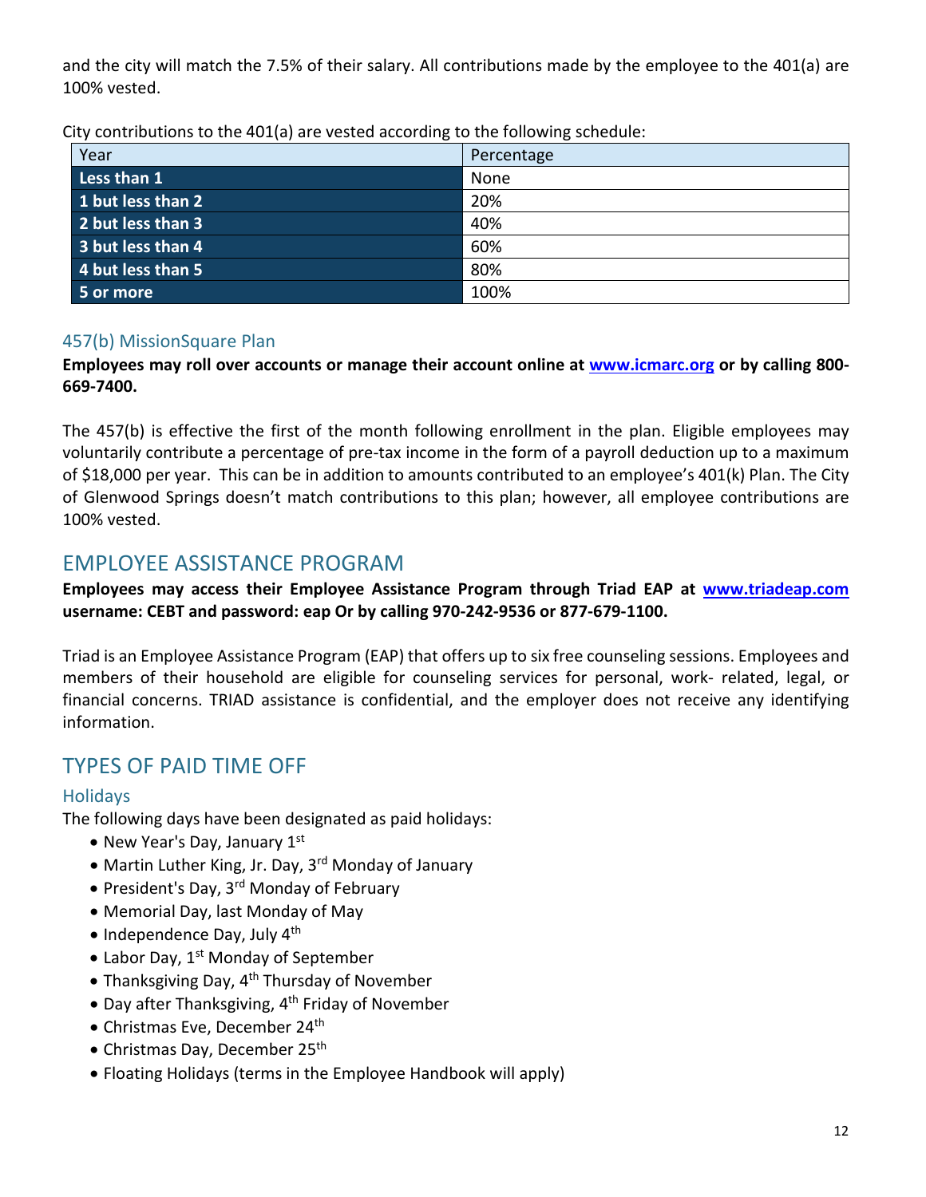and the city will match the 7.5% of their salary. All contributions made by the employee to the 401(a) are 100% vested.

City contributions to the 401(a) are vested according to the following schedule:

| Year | Percentage |
|---|---|
| **Less than 1** | None |
| **1 but less than 2** | 20% |
| **2 but less than 3** | 40% |
| **3 but less than 4** | 60% |
| **4 but less than 5** | 80% |
| **5 or more** | 100% |

### 457(b) MissionSquare Plan

**Employees may roll over accounts or manage their account online at [www.icmarc.org](http://www.icmarc.org) or by calling 800-669-7400.**

The 457(b) is effective the first of the month following enrollment in the plan. Eligible employees may voluntarily contribute a percentage of pre-tax income in the form of a payroll deduction up to a maximum of $18,000 per year. This can be in addition to amounts contributed to an employee's 401(k) Plan. The City of Glenwood Springs doesn't match contributions to this plan; however, all employee contributions are 100% vested.

## EMPLOYEE ASSISTANCE PROGRAM

**Employees may access their Employee Assistance Program through Triad EAP at [www.triadeap.com](http://www.triadeap.com) username: CEBT and password: eap Or by calling 970-242-9536 or 877-679-1100.**

Triad is an Employee Assistance Program (EAP) that offers up to six free counseling sessions. Employees and members of their household are eligible for counseling services for personal, work- related, legal, or financial concerns. TRIAD assistance is confidential, and the employer does not receive any identifying information.

## TYPES OF PAID TIME OFF

### Holidays

The following days have been designated as paid holidays:

- New Year's Day, January 1st
- Martin Luther King, Jr. Day, 3rd Monday of January
- President's Day, 3rd Monday of February
- Memorial Day, last Monday of May
- Independence Day, July 4th
- Labor Day, 1st Monday of September
- Thanksgiving Day, 4th Thursday of November
- Day after Thanksgiving, 4th Friday of November
- Christmas Eve, December 24th
- Christmas Day, December 25th
- Floating Holidays (terms in the Employee Handbook will apply)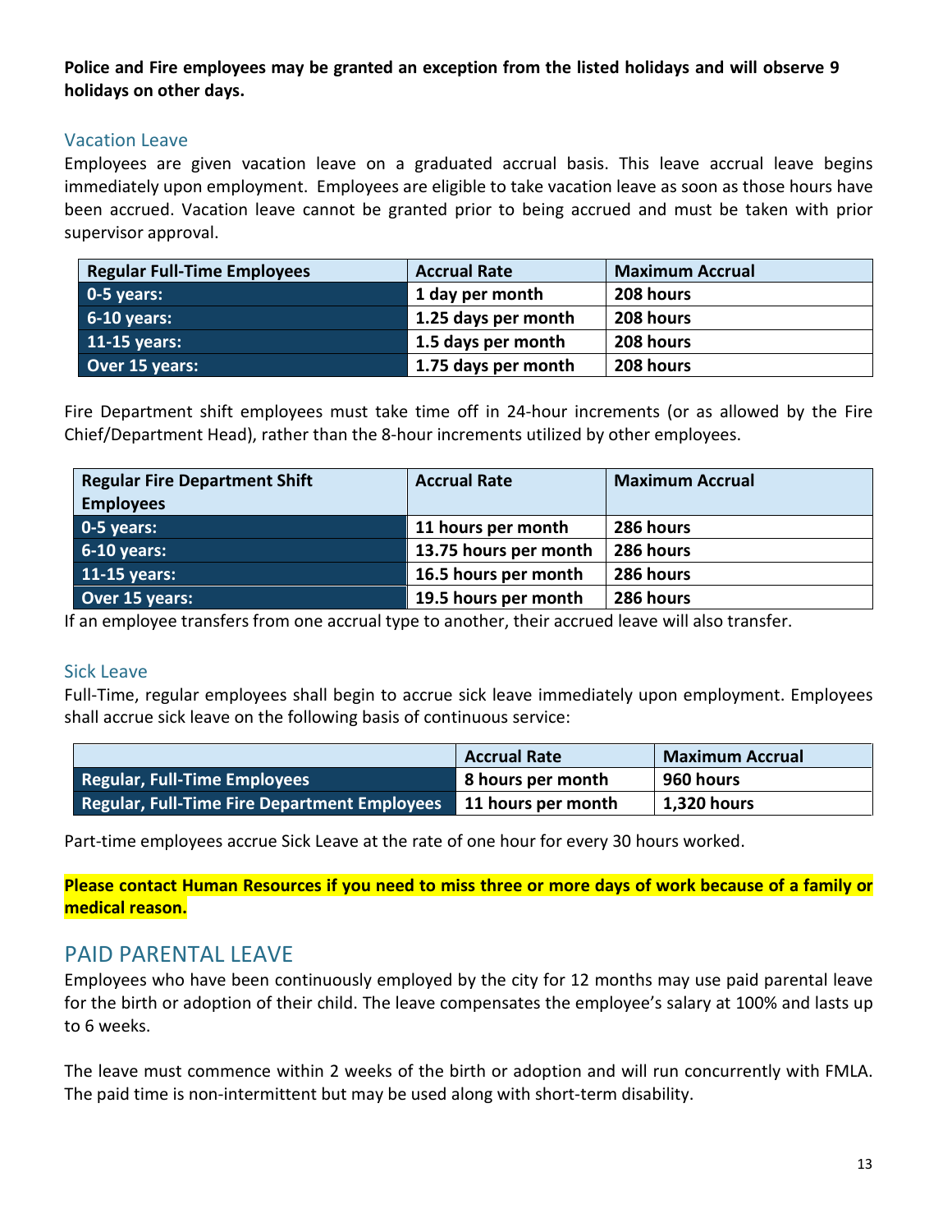**Police and Fire employees may be granted an exception from the listed holidays and will observe 9 holidays on other days.**

### Vacation Leave

Employees are given vacation leave on a graduated accrual basis. This leave accrual leave begins immediately upon employment. Employees are eligible to take vacation leave as soon as those hours have been accrued. Vacation leave cannot be granted prior to being accrued and must be taken with prior supervisor approval.

| Regular Full-Time Employees | Accrual Rate | Maximum Accrual |
|---|---|---|
| **0-5 years:** | **1 day per month** | **208 hours** |
| **6-10 years:** | **1.25 days per month** | **208 hours** |
| **11-15 years:** | **1.5 days per month** | **208 hours** |
| **Over 15 years:** | **1.75 days per month** | **208 hours** |

Fire Department shift employees must take time off in 24-hour increments (or as allowed by the Fire Chief/Department Head), rather than the 8-hour increments utilized by other employees.

| Regular Fire Department Shift Employees | Accrual Rate | Maximum Accrual |
|---|---|---|
| **0-5 years:** | **11 hours per month** | **286 hours** |
| **6-10 years:** | **13.75 hours per month** | **286 hours** |
| **11-15 years:** | **16.5 hours per month** | **286 hours** |
| **Over 15 years:** | **19.5 hours per month** | **286 hours** |

If an employee transfers from one accrual type to another, their accrued leave will also transfer.

### Sick Leave

Full-Time, regular employees shall begin to accrue sick leave immediately upon employment. Employees shall accrue sick leave on the following basis of continuous service:

| | Accrual Rate | Maximum Accrual |
|---|---|---|
| **Regular, Full-Time Employees** | **8 hours per month** | **960 hours** |
| **Regular, Full-Time Fire Department Employees** | **11 hours per month** | **1,320 hours** |

Part-time employees accrue Sick Leave at the rate of one hour for every 30 hours worked.

**Please contact Human Resources if you need to miss three or more days of work because of a family or medical reason.**

## PAID PARENTAL LEAVE

Employees who have been continuously employed by the city for 12 months may use paid parental leave for the birth or adoption of their child. The leave compensates the employee's salary at 100% and lasts up to 6 weeks.

The leave must commence within 2 weeks of the birth or adoption and will run concurrently with FMLA. The paid time is non-intermittent but may be used along with short-term disability.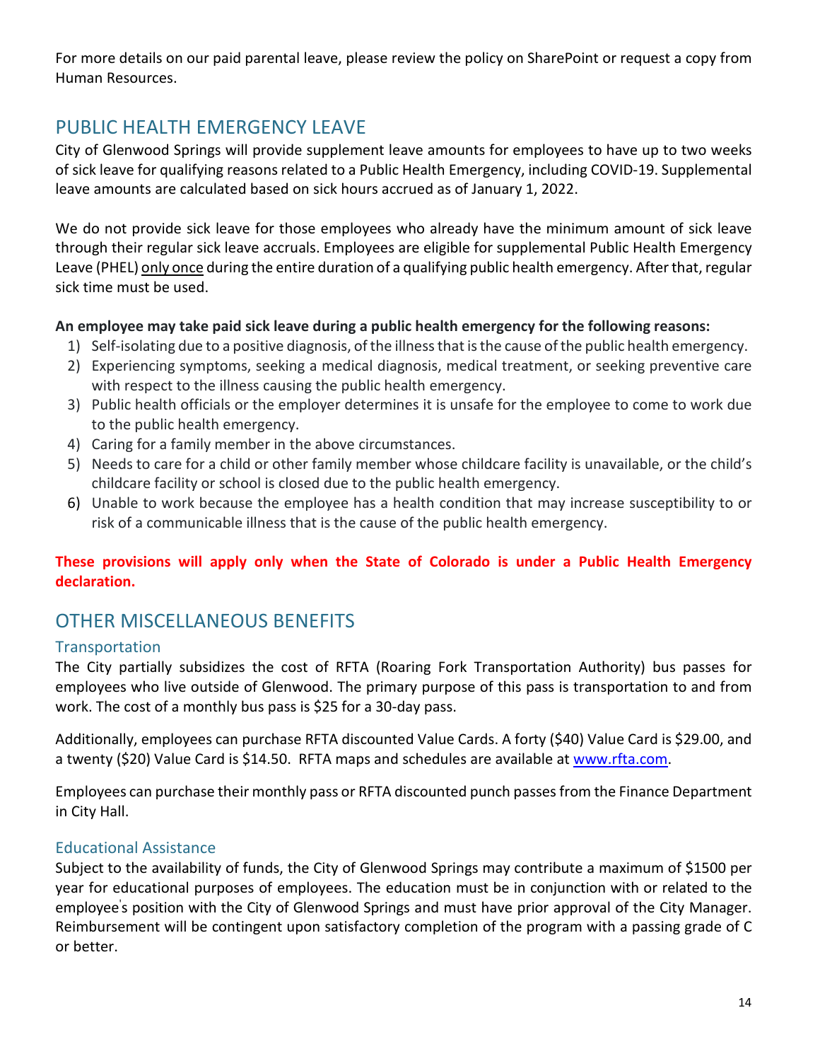For more details on our paid parental leave, please review the policy on SharePoint or request a copy from Human Resources.

## PUBLIC HEALTH EMERGENCY LEAVE

City of Glenwood Springs will provide supplement leave amounts for employees to have up to two weeks of sick leave for qualifying reasons related to a Public Health Emergency, including COVID-19. Supplemental leave amounts are calculated based on sick hours accrued as of January 1, 2022.

We do not provide sick leave for those employees who already have the minimum amount of sick leave through their regular sick leave accruals. Employees are eligible for supplemental Public Health Emergency Leave (PHEL) only once during the entire duration of a qualifying public health emergency. After that, regular sick time must be used.

**An employee may take paid sick leave during a public health emergency for the following reasons:**

1) Self-isolating due to a positive diagnosis, of the illness that is the cause of the public health emergency.
2) Experiencing symptoms, seeking a medical diagnosis, medical treatment, or seeking preventive care with respect to the illness causing the public health emergency.
3) Public health officials or the employer determines it is unsafe for the employee to come to work due to the public health emergency.
4) Caring for a family member in the above circumstances.
5) Needs to care for a child or other family member whose childcare facility is unavailable, or the child's childcare facility or school is closed due to the public health emergency.
6) Unable to work because the employee has a health condition that may increase susceptibility to or risk of a communicable illness that is the cause of the public health emergency.

**These provisions will apply only when the State of Colorado is under a Public Health Emergency declaration.**

## OTHER MISCELLANEOUS BENEFITS

### Transportation

The City partially subsidizes the cost of RFTA (Roaring Fork Transportation Authority) bus passes for employees who live outside of Glenwood. The primary purpose of this pass is transportation to and from work. The cost of a monthly bus pass is $25 for a 30-day pass.

Additionally, employees can purchase RFTA discounted Value Cards. A forty ($40) Value Card is $29.00, and a twenty ($20) Value Card is $14.50. RFTA maps and schedules are available at www.rfta.com.

Employees can purchase their monthly pass or RFTA discounted punch passes from the Finance Department in City Hall.

### Educational Assistance

Subject to the availability of funds, the City of Glenwood Springs may contribute a maximum of $1500 per year for educational purposes of employees. The education must be in conjunction with or related to the employee's position with the City of Glenwood Springs and must have prior approval of the City Manager. Reimbursement will be contingent upon satisfactory completion of the program with a passing grade of C or better.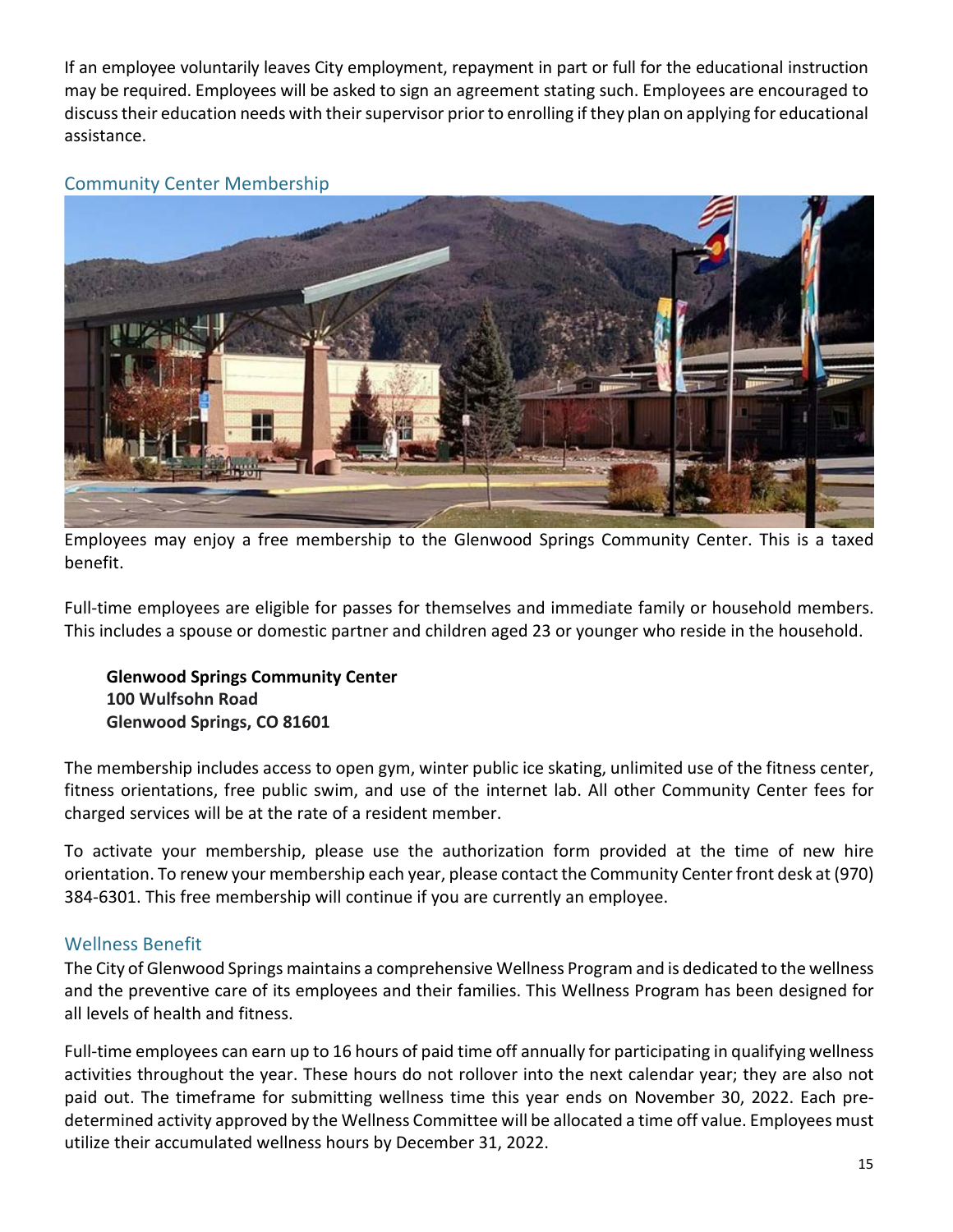If an employee voluntarily leaves City employment, repayment in part or full for the educational instruction may be required. Employees will be asked to sign an agreement stating such. Employees are encouraged to discuss their education needs with their supervisor prior to enrolling if they plan on applying for educational assistance.

## Community Center Membership

Employees may enjoy a free membership to the Glenwood Springs Community Center. This is a taxed benefit.

Full-time employees are eligible for passes for themselves and immediate family or household members. This includes a spouse or domestic partner and children aged 23 or younger who reside in the household.

**Glenwood Springs Community Center**
**100 Wulfsohn Road**
**Glenwood Springs, CO 81601**

The membership includes access to open gym, winter public ice skating, unlimited use of the fitness center, fitness orientations, free public swim, and use of the internet lab. All other Community Center fees for charged services will be at the rate of a resident member.

To activate your membership, please use the authorization form provided at the time of new hire orientation. To renew your membership each year, please contact the Community Center front desk at (970) 384-6301. This free membership will continue if you are currently an employee.

## Wellness Benefit

The City of Glenwood Springs maintains a comprehensive Wellness Program and is dedicated to the wellness and the preventive care of its employees and their families. This Wellness Program has been designed for all levels of health and fitness.

Full-time employees can earn up to 16 hours of paid time off annually for participating in qualifying wellness activities throughout the year. These hours do not rollover into the next calendar year; they are also not paid out. The timeframe for submitting wellness time this year ends on November 30, 2022. Each pre-determined activity approved by the Wellness Committee will be allocated a time off value. Employees must utilize their accumulated wellness hours by December 31, 2022.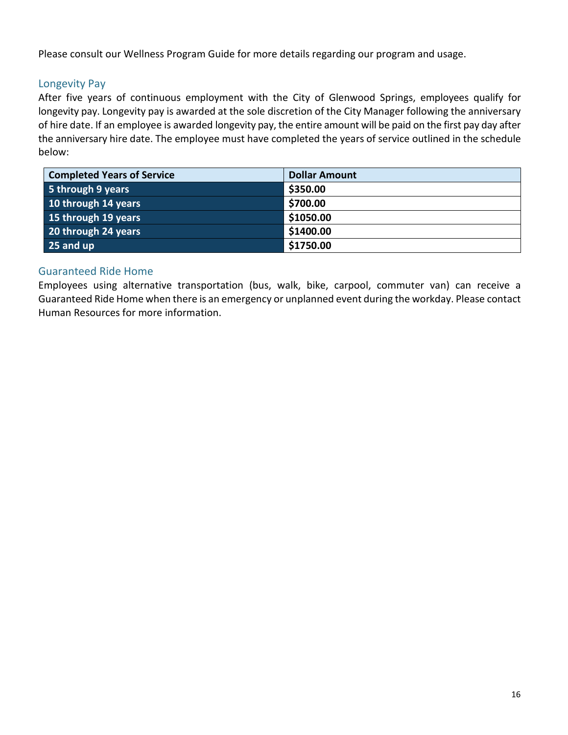Please consult our Wellness Program Guide for more details regarding our program and usage.

## Longevity Pay

After five years of continuous employment with the City of Glenwood Springs, employees qualify for longevity pay. Longevity pay is awarded at the sole discretion of the City Manager following the anniversary of hire date. If an employee is awarded longevity pay, the entire amount will be paid on the first pay day after the anniversary hire date. The employee must have completed the years of service outlined in the schedule below:

| Completed Years of Service | Dollar Amount |
| --- | --- |
| **5 through 9 years** | **$350.00** |
| **10 through 14 years** | **$700.00** |
| **15 through 19 years** | **$1050.00** |
| **20 through 24 years** | **$1400.00** |
| **25 and up** | **$1750.00** |

## Guaranteed Ride Home

Employees using alternative transportation (bus, walk, bike, carpool, commuter van) can receive a Guaranteed Ride Home when there is an emergency or unplanned event during the workday. Please contact Human Resources for more information.